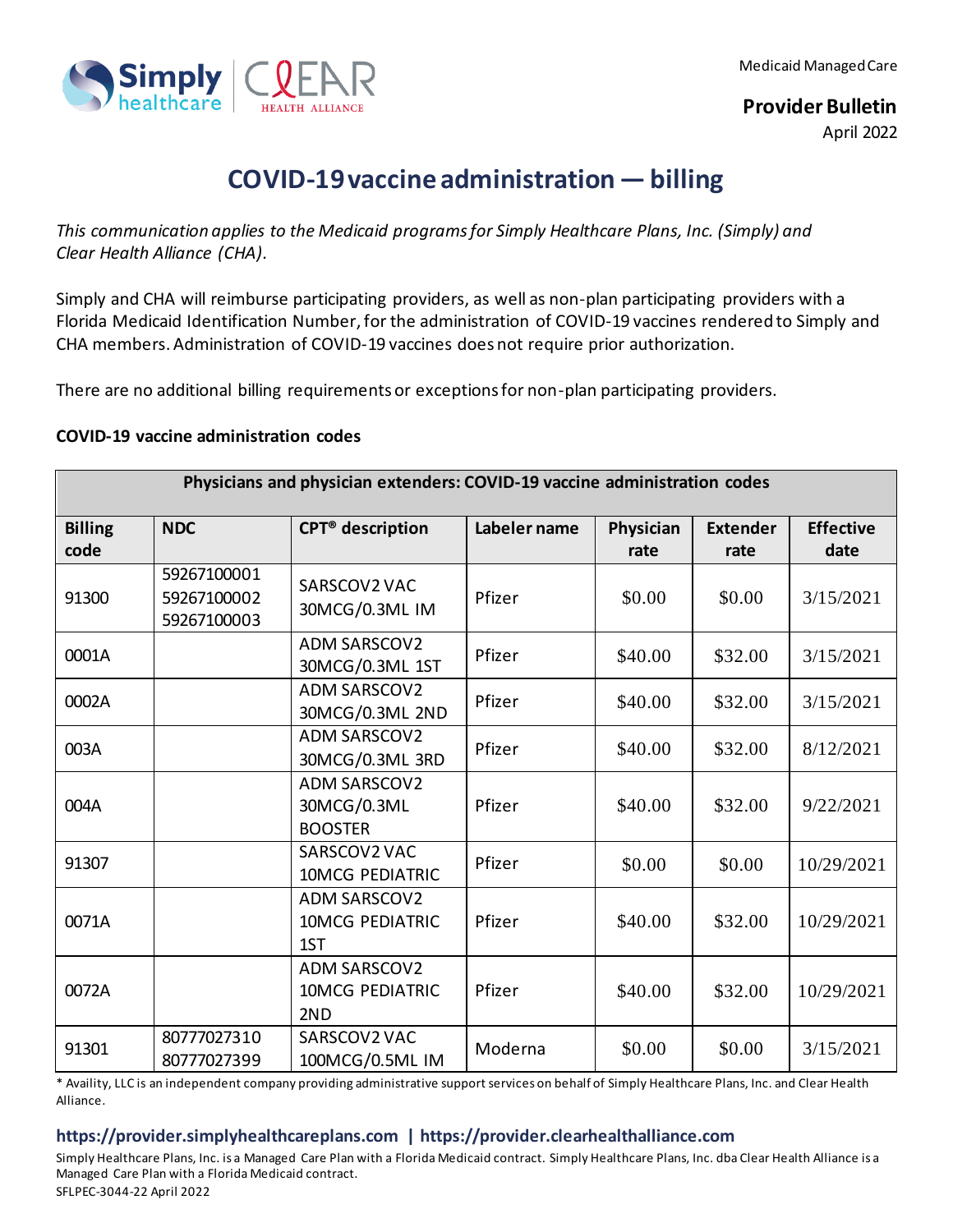Medicaid Managed Care

**Provider Bulletin**
April 2022

# COVID-19 vaccine administration — billing

*This communication applies to the Medicaid programs for Simply Healthcare Plans, Inc. (Simply) and Clear Health Alliance (CHA).*

Simply and CHA will reimburse participating providers, as well as non-plan participating providers with a Florida Medicaid Identification Number, for the administration of COVID-19 vaccines rendered to Simply and CHA members. Administration of COVID-19 vaccines does not require prior authorization.

There are no additional billing requirements or exceptions for non-plan participating providers.

**COVID-19 vaccine administration codes**

| Physicians and physician extenders: COVID-19 vaccine administration codes | | | | | | |
|---|---|---|---|---|---|---|
| **Billing code** | **NDC** | **CPT® description** | **Labeler name** | **Physician rate** | **Extender rate** | **Effective date** |
| 91300 | 59267100001 59267100002 59267100003 | SARSCOV2 VAC 30MCG/0.3ML IM | Pfizer | $0.00 | $0.00 | 3/15/2021 |
| 0001A | | ADM SARSCOV2 30MCG/0.3ML 1ST | Pfizer | $40.00 | $32.00 | 3/15/2021 |
| 0002A | | ADM SARSCOV2 30MCG/0.3ML 2ND | Pfizer | $40.00 | $32.00 | 3/15/2021 |
| 003A | | ADM SARSCOV2 30MCG/0.3ML 3RD | Pfizer | $40.00 | $32.00 | 8/12/2021 |
| 004A | | ADM SARSCOV2 30MCG/0.3ML BOOSTER | Pfizer | $40.00 | $32.00 | 9/22/2021 |
| 91307 | | SARSCOV2 VAC 10MCG PEDIATRIC | Pfizer | $0.00 | $0.00 | 10/29/2021 |
| 0071A | | ADM SARSCOV2 10MCG PEDIATRIC 1ST | Pfizer | $40.00 | $32.00 | 10/29/2021 |
| 0072A | | ADM SARSCOV2 10MCG PEDIATRIC 2ND | Pfizer | $40.00 | $32.00 | 10/29/2021 |
| 91301 | 80777027310 80777027399 | SARSCOV2 VAC 100MCG/0.5ML IM | Moderna | $0.00 | $0.00 | 3/15/2021 |

\* Availity, LLC is an independent company providing administrative support services on behalf of Simply Healthcare Plans, Inc. and Clear Health Alliance.

**https://provider.simplyhealthcareplans.com | https://provider.clearhealthalliance.com**

Simply Healthcare Plans, Inc. is a Managed Care Plan with a Florida Medicaid contract. Simply Healthcare Plans, Inc. dba Clear Health Alliance is a Managed Care Plan with a Florida Medicaid contract.
SFLPEC-3044-22 April 2022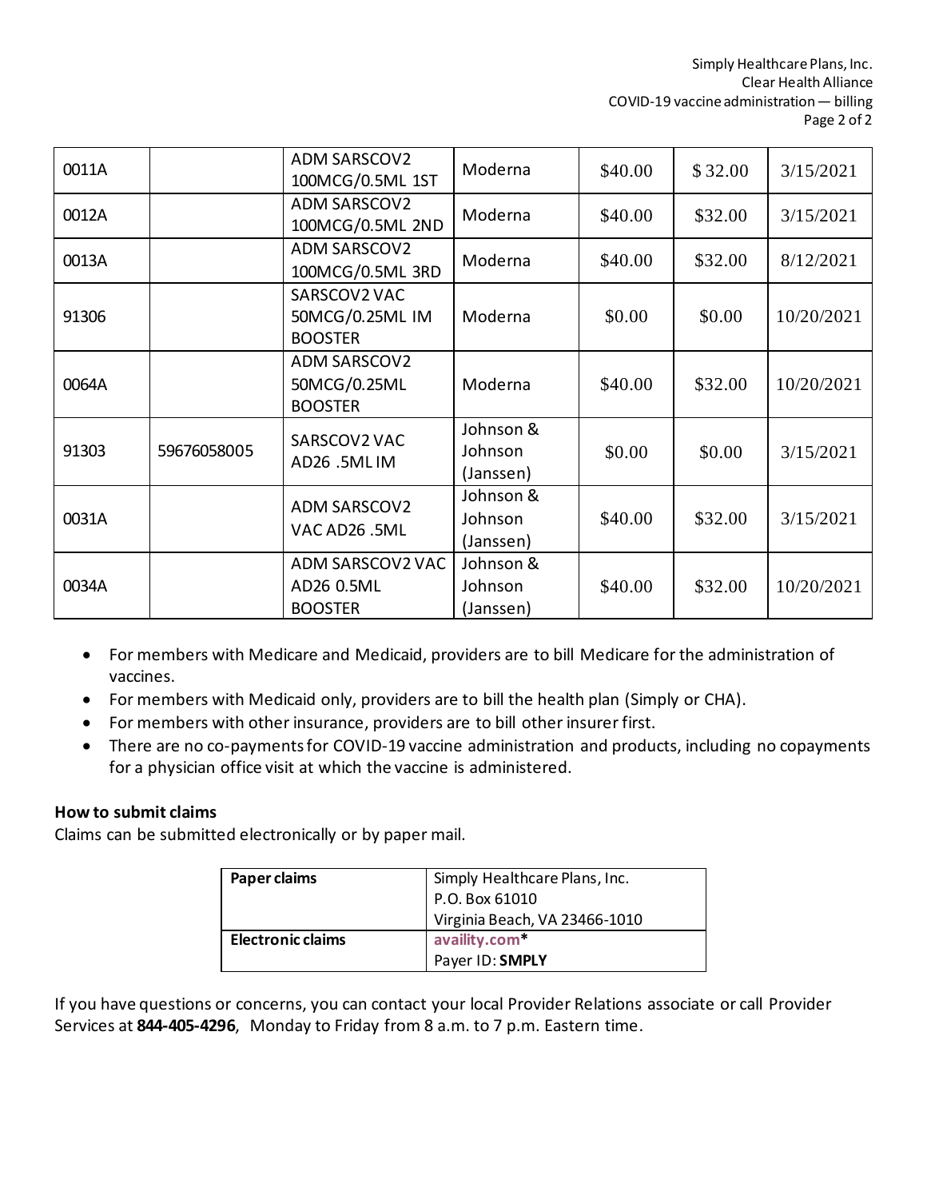| | | | | | | |
|---|---|---|---|---|---|---|
| 0011A | | ADM SARSCOV2 100MCG/0.5ML 1ST | Moderna | $40.00 | $ 32.00 | 3/15/2021 |
| 0012A | | ADM SARSCOV2 100MCG/0.5ML 2ND | Moderna | $40.00 | $32.00 | 3/15/2021 |
| 0013A | | ADM SARSCOV2 100MCG/0.5ML 3RD | Moderna | $40.00 | $32.00 | 8/12/2021 |
| 91306 | | SARSCOV2 VAC 50MCG/0.25ML IM BOOSTER | Moderna | $0.00 | $0.00 | 10/20/2021 |
| 0064A | | ADM SARSCOV2 50MCG/0.25ML BOOSTER | Moderna | $40.00 | $32.00 | 10/20/2021 |
| 91303 | 59676058005 | SARSCOV2 VAC AD26 .5ML IM | Johnson & Johnson (Janssen) | $0.00 | $0.00 | 3/15/2021 |
| 0031A | | ADM SARSCOV2 VAC AD26 .5ML | Johnson & Johnson (Janssen) | $40.00 | $32.00 | 3/15/2021 |
| 0034A | | ADM SARSCOV2 VAC AD26 0.5ML BOOSTER | Johnson & Johnson (Janssen) | $40.00 | $32.00 | 10/20/2021 |

- For members with Medicare and Medicaid, providers are to bill Medicare for the administration of vaccines.
- For members with Medicaid only, providers are to bill the health plan (Simply or CHA).
- For members with other insurance, providers are to bill other insurer first.
- There are no co-payments for COVID-19 vaccine administration and products, including no copayments for a physician office visit at which the vaccine is administered.

**How to submit claims**

Claims can be submitted electronically or by paper mail.

| | |
|---|---|
| **Paper claims** | Simply Healthcare Plans, Inc.<br>P.O. Box 61010<br>Virginia Beach, VA 23466-1010 |
| **Electronic claims** | **availity.com***<br>Payer ID: **SMPLY** |

If you have questions or concerns, you can contact your local Provider Relations associate or call Provider Services at **844-405-4296**, Monday to Friday from 8 a.m. to 7 p.m. Eastern time.